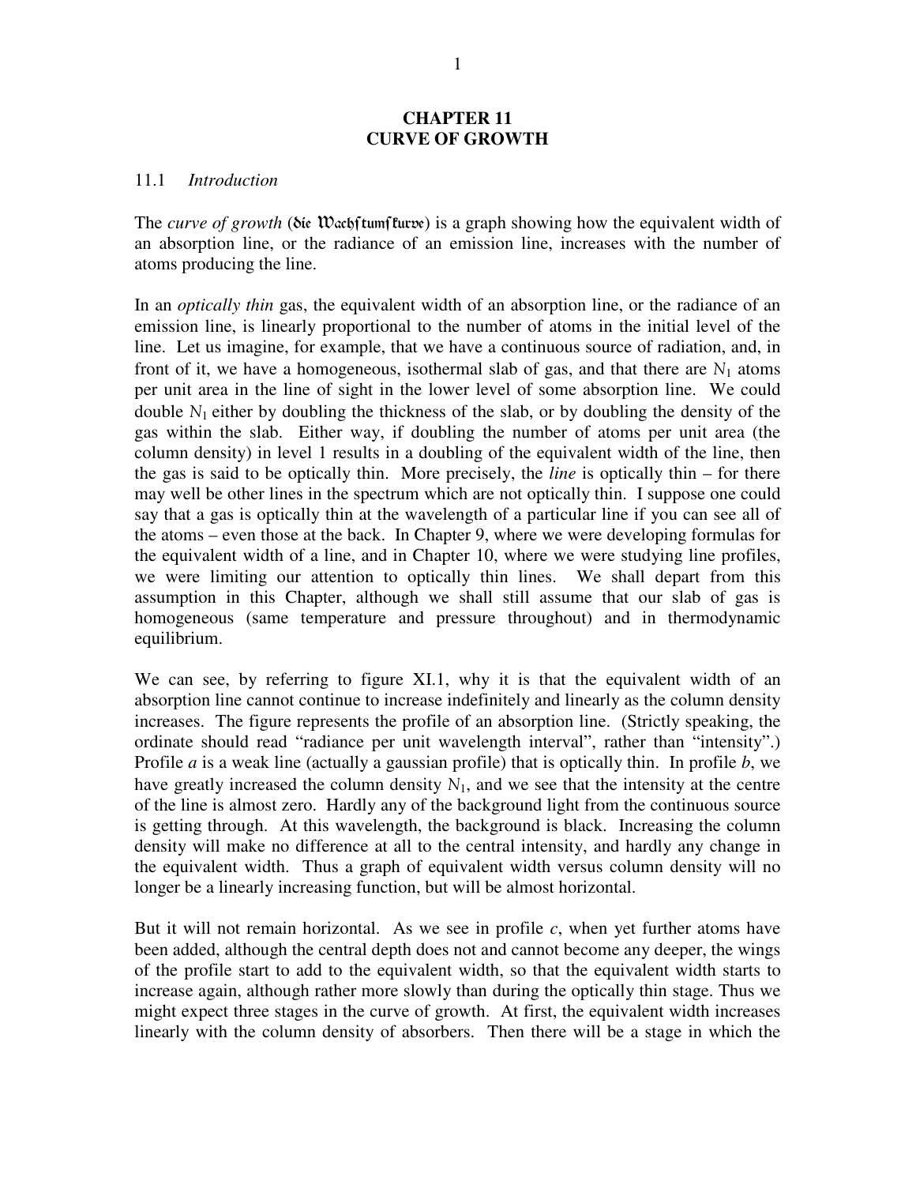# CHAPTER 11
# CURVE OF GROWTH

## 11.1 *Introduction*

The *curve of growth* (die Wachstumskurve) is a graph showing how the equivalent width of an absorption line, or the radiance of an emission line, increases with the number of atoms producing the line.

In an *optically thin* gas, the equivalent width of an absorption line, or the radiance of an emission line, is linearly proportional to the number of atoms in the initial level of the line. Let us imagine, for example, that we have a continuous source of radiation, and, in front of it, we have a homogeneous, isothermal slab of gas, and that there are $N_1$ atoms per unit area in the line of sight in the lower level of some absorption line. We could double $N_1$ either by doubling the thickness of the slab, or by doubling the density of the gas within the slab. Either way, if doubling the number of atoms per unit area (the column density) in level 1 results in a doubling of the equivalent width of the line, then the gas is said to be optically thin. More precisely, the *line* is optically thin – for there may well be other lines in the spectrum which are not optically thin. I suppose one could say that a gas is optically thin at the wavelength of a particular line if you can see all of the atoms – even those at the back. In Chapter 9, where we were developing formulas for the equivalent width of a line, and in Chapter 10, where we were studying line profiles, we were limiting our attention to optically thin lines. We shall depart from this assumption in this Chapter, although we shall still assume that our slab of gas is homogeneous (same temperature and pressure throughout) and in thermodynamic equilibrium.

We can see, by referring to figure XI.1, why it is that the equivalent width of an absorption line cannot continue to increase indefinitely and linearly as the column density increases. The figure represents the profile of an absorption line. (Strictly speaking, the ordinate should read "radiance per unit wavelength interval", rather than "intensity".) Profile *a* is a weak line (actually a gaussian profile) that is optically thin. In profile *b*, we have greatly increased the column density $N_1$, and we see that the intensity at the centre of the line is almost zero. Hardly any of the background light from the continuous source is getting through. At this wavelength, the background is black. Increasing the column density will make no difference at all to the central intensity, and hardly any change in the equivalent width. Thus a graph of equivalent width versus column density will no longer be a linearly increasing function, but will be almost horizontal.

But it will not remain horizontal. As we see in profile *c*, when yet further atoms have been added, although the central depth does not and cannot become any deeper, the wings of the profile start to add to the equivalent width, so that the equivalent width starts to increase again, although rather more slowly than during the optically thin stage. Thus we might expect three stages in the curve of growth. At first, the equivalent width increases linearly with the column density of absorbers. Then there will be a stage in which the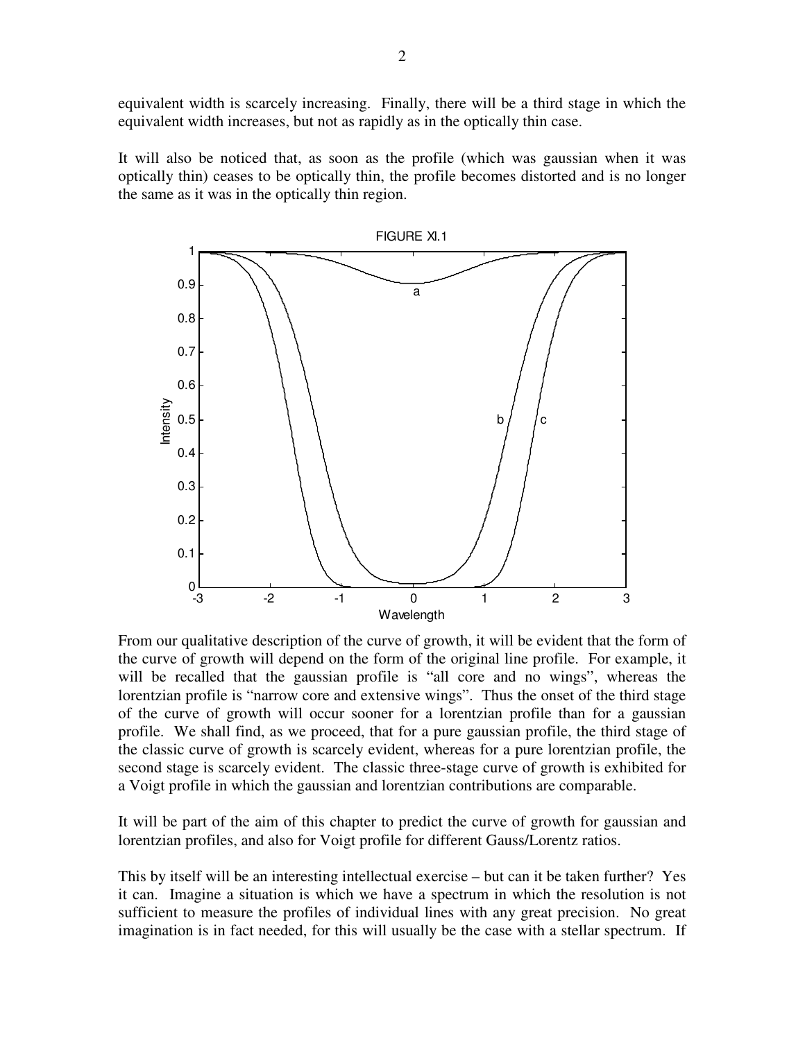equivalent width is scarcely increasing. Finally, there will be a third stage in which the equivalent width increases, but not as rapidly as in the optically thin case.

It will also be noticed that, as soon as the profile (which was gaussian when it was optically thin) ceases to be optically thin, the profile becomes distorted and is no longer the same as it was in the optically thin region.

FIGURE XI.1

From our qualitative description of the curve of growth, it will be evident that the form of the curve of growth will depend on the form of the original line profile. For example, it will be recalled that the gaussian profile is "all core and no wings", whereas the lorentzian profile is "narrow core and extensive wings". Thus the onset of the third stage of the curve of growth will occur sooner for a lorentzian profile than for a gaussian profile. We shall find, as we proceed, that for a pure gaussian profile, the third stage of the classic curve of growth is scarcely evident, whereas for a pure lorentzian profile, the second stage is scarcely evident. The classic three-stage curve of growth is exhibited for a Voigt profile in which the gaussian and lorentzian contributions are comparable.

It will be part of the aim of this chapter to predict the curve of growth for gaussian and lorentzian profiles, and also for Voigt profile for different Gauss/Lorentz ratios.

This by itself will be an interesting intellectual exercise – but can it be taken further? Yes it can. Imagine a situation is which we have a spectrum in which the resolution is not sufficient to measure the profiles of individual lines with any great precision. No great imagination is in fact needed, for this will usually be the case with a stellar spectrum. If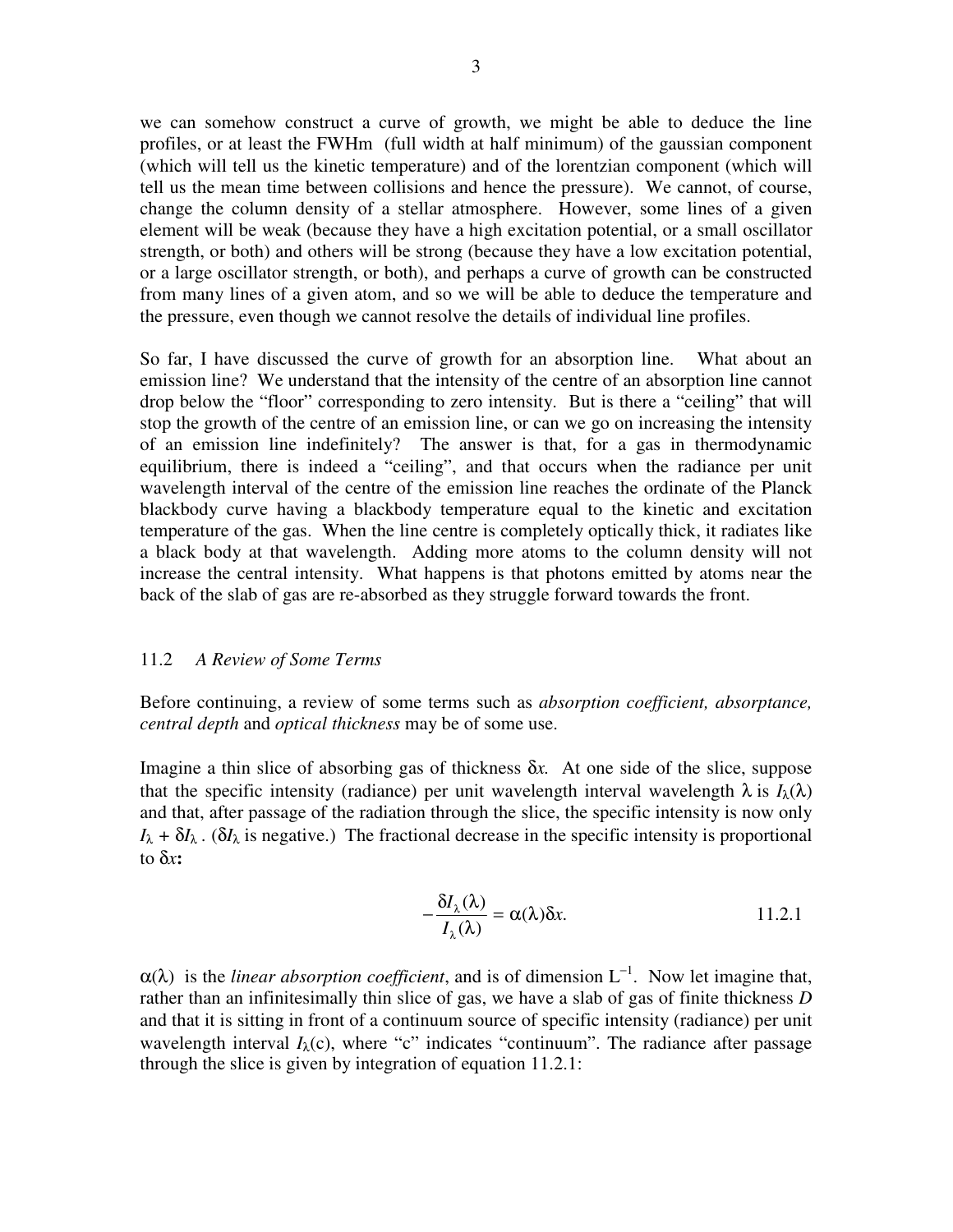we can somehow construct a curve of growth, we might be able to deduce the line profiles, or at least the FWHm (full width at half minimum) of the gaussian component (which will tell us the kinetic temperature) and of the lorentzian component (which will tell us the mean time between collisions and hence the pressure). We cannot, of course, change the column density of a stellar atmosphere. However, some lines of a given element will be weak (because they have a high excitation potential, or a small oscillator strength, or both) and others will be strong (because they have a low excitation potential, or a large oscillator strength, or both), and perhaps a curve of growth can be constructed from many lines of a given atom, and so we will be able to deduce the temperature and the pressure, even though we cannot resolve the details of individual line profiles.

So far, I have discussed the curve of growth for an absorption line. What about an emission line? We understand that the intensity of the centre of an absorption line cannot drop below the "floor" corresponding to zero intensity. But is there a "ceiling" that will stop the growth of the centre of an emission line, or can we go on increasing the intensity of an emission line indefinitely? The answer is that, for a gas in thermodynamic equilibrium, there is indeed a "ceiling", and that occurs when the radiance per unit wavelength interval of the centre of the emission line reaches the ordinate of the Planck blackbody curve having a blackbody temperature equal to the kinetic and excitation temperature of the gas. When the line centre is completely optically thick, it radiates like a black body at that wavelength. Adding more atoms to the column density will not increase the central intensity. What happens is that photons emitted by atoms near the back of the slab of gas are re-absorbed as they struggle forward towards the front.

## 11.2 *A Review of Some Terms*

Before continuing, a review of some terms such as *absorption coefficient, absorptance, central depth* and *optical thickness* may be of some use.

Imagine a thin slice of absorbing gas of thickness $\delta x$. At one side of the slice, suppose that the specific intensity (radiance) per unit wavelength interval wavelength $\lambda$ is $I_\lambda(\lambda)$ and that, after passage of the radiation through the slice, the specific intensity is now only $I_\lambda + \delta I_\lambda$. ($\delta I_\lambda$ is negative.) The fractional decrease in the specific intensity is proportional to $\delta x$**:**

$$-\frac{\delta I_\lambda(\lambda)}{I_\lambda(\lambda)} = \alpha(\lambda)\delta x. \qquad 11.2.1$$

$\alpha(\lambda)$ is the *linear absorption coefficient*, and is of dimension $\mathrm{L}^{-1}$. Now let imagine that, rather than an infinitesimally thin slice of gas, we have a slab of gas of finite thickness $D$ and that it is sitting in front of a continuum source of specific intensity (radiance) per unit wavelength interval $I_\lambda(\mathrm{c})$, where "c" indicates "continuum". The radiance after passage through the slice is given by integration of equation 11.2.1: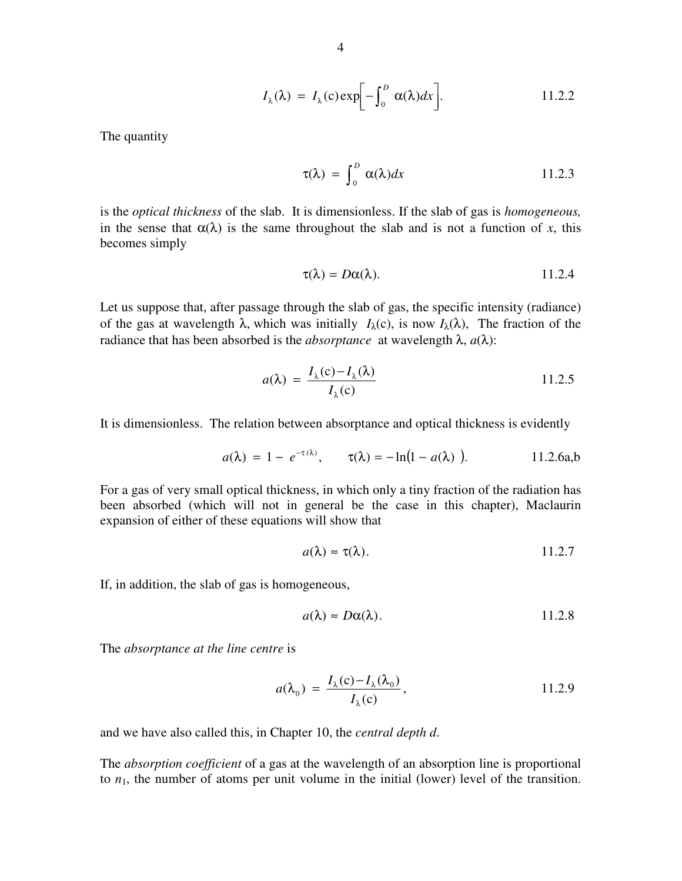$$I_\lambda(\lambda) = I_\lambda(\mathrm{c}) \exp\left[-\int_0^D \alpha(\lambda) dx\right]. \qquad 11.2.2$$

The quantity

$$\tau(\lambda) = \int_0^D \alpha(\lambda) dx \qquad 11.2.3$$

is the *optical thickness* of the slab. It is dimensionless. If the slab of gas is *homogeneous,* in the sense that $\alpha(\lambda)$ is the same throughout the slab and is not a function of $x$, this becomes simply

$$\tau(\lambda) = D\alpha(\lambda). \qquad 11.2.4$$

Let us suppose that, after passage through the slab of gas, the specific intensity (radiance) of the gas at wavelength $\lambda$, which was initially $I_\lambda(\mathrm{c})$, is now $I_\lambda(\lambda)$, The fraction of the radiance that has been absorbed is the *absorptance* at wavelength $\lambda$, $a(\lambda)$:

$$a(\lambda) = \frac{I_\lambda(\mathrm{c}) - I_\lambda(\lambda)}{I_\lambda(\mathrm{c})} \qquad 11.2.5$$

It is dimensionless. The relation between absorptance and optical thickness is evidently

$$a(\lambda) = 1 - e^{-\tau(\lambda)}, \qquad \tau(\lambda) = -\ln\bigl(1 - a(\lambda)\bigr). \qquad 11.2.6\text{a,b}$$

For a gas of very small optical thickness, in which only a tiny fraction of the radiation has been absorbed (which will not in general be the case in this chapter), Maclaurin expansion of either of these equations will show that

$$a(\lambda) \approx \tau(\lambda). \qquad 11.2.7$$

If, in addition, the slab of gas is homogeneous,

$$a(\lambda) \approx D\alpha(\lambda). \qquad 11.2.8$$

The *absorptance at the line centre* is

$$a(\lambda_0) = \frac{I_\lambda(\mathrm{c}) - I_\lambda(\lambda_0)}{I_\lambda(\mathrm{c})}, \qquad 11.2.9$$

and we have also called this, in Chapter 10, the *central depth d*.

The *absorption coefficient* of a gas at the wavelength of an absorption line is proportional to $n_1$, the number of atoms per unit volume in the initial (lower) level of the transition.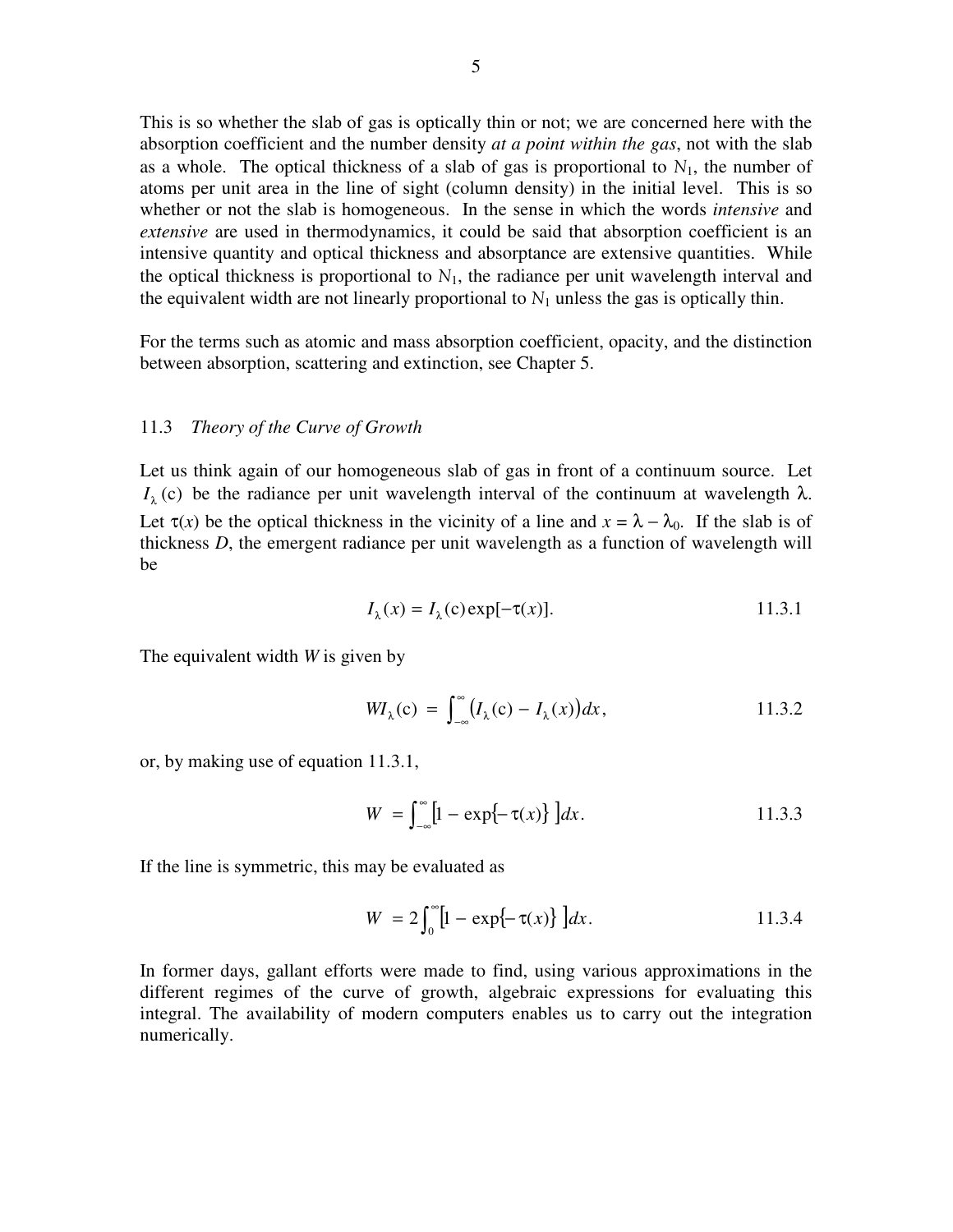This is so whether the slab of gas is optically thin or not; we are concerned here with the absorption coefficient and the number density *at a point within the gas*, not with the slab as a whole. The optical thickness of a slab of gas is proportional to $N_1$, the number of atoms per unit area in the line of sight (column density) in the initial level. This is so whether or not the slab is homogeneous. In the sense in which the words *intensive* and *extensive* are used in thermodynamics, it could be said that absorption coefficient is an intensive quantity and optical thickness and absorptance are extensive quantities. While the optical thickness is proportional to $N_1$, the radiance per unit wavelength interval and the equivalent width are not linearly proportional to $N_1$ unless the gas is optically thin.

For the terms such as atomic and mass absorption coefficient, opacity, and the distinction between absorption, scattering and extinction, see Chapter 5.

## 11.3 *Theory of the Curve of Growth*

Let us think again of our homogeneous slab of gas in front of a continuum source. Let $I_\lambda(\mathrm{c})$ be the radiance per unit wavelength interval of the continuum at wavelength $\lambda$. Let $\tau(x)$ be the optical thickness in the vicinity of a line and $x = \lambda - \lambda_0$. If the slab is of thickness $D$, the emergent radiance per unit wavelength as a function of wavelength will be

$$I_\lambda(x) = I_\lambda(\mathrm{c})\exp[-\tau(x)]. \qquad 11.3.1$$

The equivalent width $W$ is given by

$$WI_\lambda(\mathrm{c}) = \int_{-\infty}^{\infty}\left(I_\lambda(\mathrm{c}) - I_\lambda(x)\right)dx, \qquad 11.3.2$$

or, by making use of equation 11.3.1,

$$W = \int_{-\infty}^{\infty}\left[1 - \exp\{-\tau(x)\}\right]dx. \qquad 11.3.3$$

If the line is symmetric, this may be evaluated as

$$W = 2\int_{0}^{\infty}\left[1 - \exp\{-\tau(x)\}\right]dx. \qquad 11.3.4$$

In former days, gallant efforts were made to find, using various approximations in the different regimes of the curve of growth, algebraic expressions for evaluating this integral. The availability of modern computers enables us to carry out the integration numerically.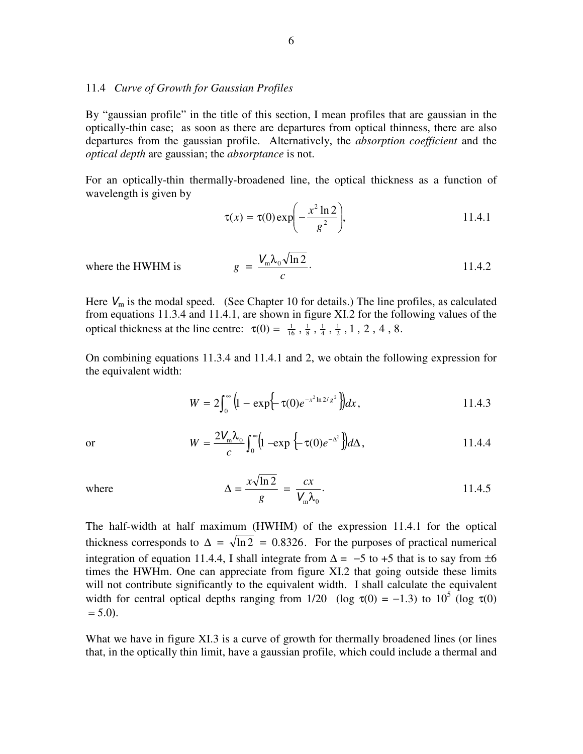### 11.4 *Curve of Growth for Gaussian Profiles*

By "gaussian profile" in the title of this section, I mean profiles that are gaussian in the optically-thin case; as soon as there are departures from optical thinness, there are also departures from the gaussian profile. Alternatively, the *absorption coefficient* and the *optical depth* are gaussian; the *absorptance* is not.

For an optically-thin thermally-broadened line, the optical thickness as a function of wavelength is given by

$$\tau(x) = \tau(0)\exp\left(-\frac{x^2 \ln 2}{g^2}\right), \tag{11.4.1}$$

where the HWHM is

$$g = \frac{V_{\mathrm{m}}\lambda_0\sqrt{\ln 2}}{c}. \tag{11.4.2}$$

Here $V_{\mathrm{m}}$ is the modal speed. (See Chapter 10 for details.) The line profiles, as calculated from equations 11.3.4 and 11.4.1, are shown in figure XI.2 for the following values of the optical thickness at the line centre: $\tau(0) = \frac{1}{16}, \frac{1}{8}, \frac{1}{4}, \frac{1}{2}, 1, 2, 4, 8$.

On combining equations 11.3.4 and 11.4.1 and 2, we obtain the following expression for the equivalent width:

$$W = 2\int_0^\infty \left(1 - \exp\left\{-\tau(0)e^{-x^2\ln 2/g^2}\right\}\right)dx, \tag{11.4.3}$$

or

$$W = \frac{2V_{\mathrm{m}}\lambda_0}{c}\int_0^\infty \left(1 - \exp\left\{-\tau(0)e^{-\Delta^2}\right\}\right)d\Delta, \tag{11.4.4}$$

where

$$\Delta = \frac{x\sqrt{\ln 2}}{g} = \frac{cx}{V_{\mathrm{m}}\lambda_0}. \tag{11.4.5}$$

The half-width at half maximum (HWHM) of the expression 11.4.1 for the optical thickness corresponds to $\Delta = \sqrt{\ln 2} = 0.8326$. For the purposes of practical numerical integration of equation 11.4.4, I shall integrate from $\Delta = -5$ to $+5$ that is to say from $\pm 6$ times the HWHm. One can appreciate from figure XI.2 that going outside these limits will not contribute significantly to the equivalent width. I shall calculate the equivalent width for central optical depths ranging from 1/20 ($\log \tau(0) = -1.3$) to $10^5$ ($\log \tau(0) = 5.0$).

What we have in figure XI.3 is a curve of growth for thermally broadened lines (or lines that, in the optically thin limit, have a gaussian profile, which could include a thermal and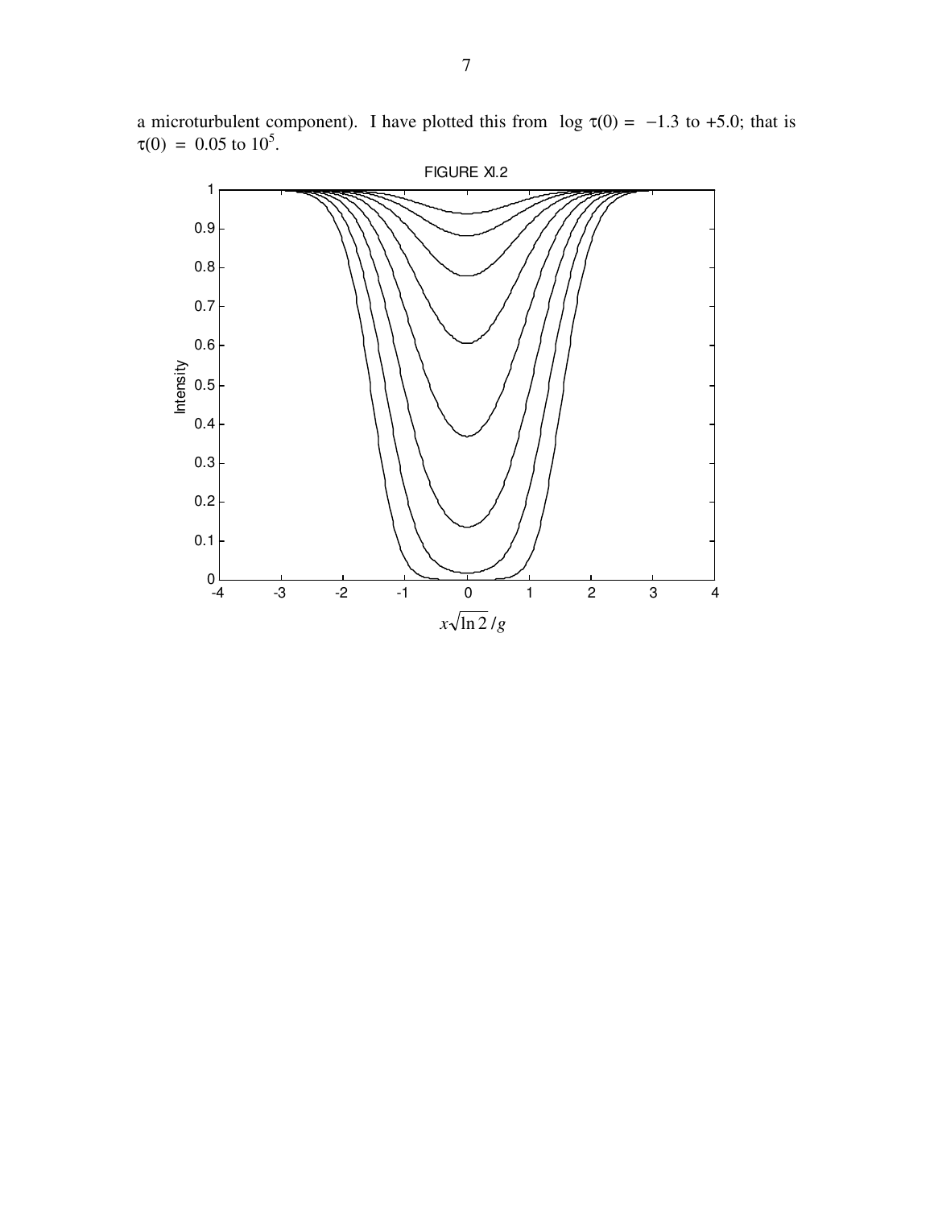a microturbulent component). I have plotted this from $\log \tau(0) = -1.3$ to $+5.0$; that is $\tau(0) = 0.05$ to $10^5$.

FIGURE XI.2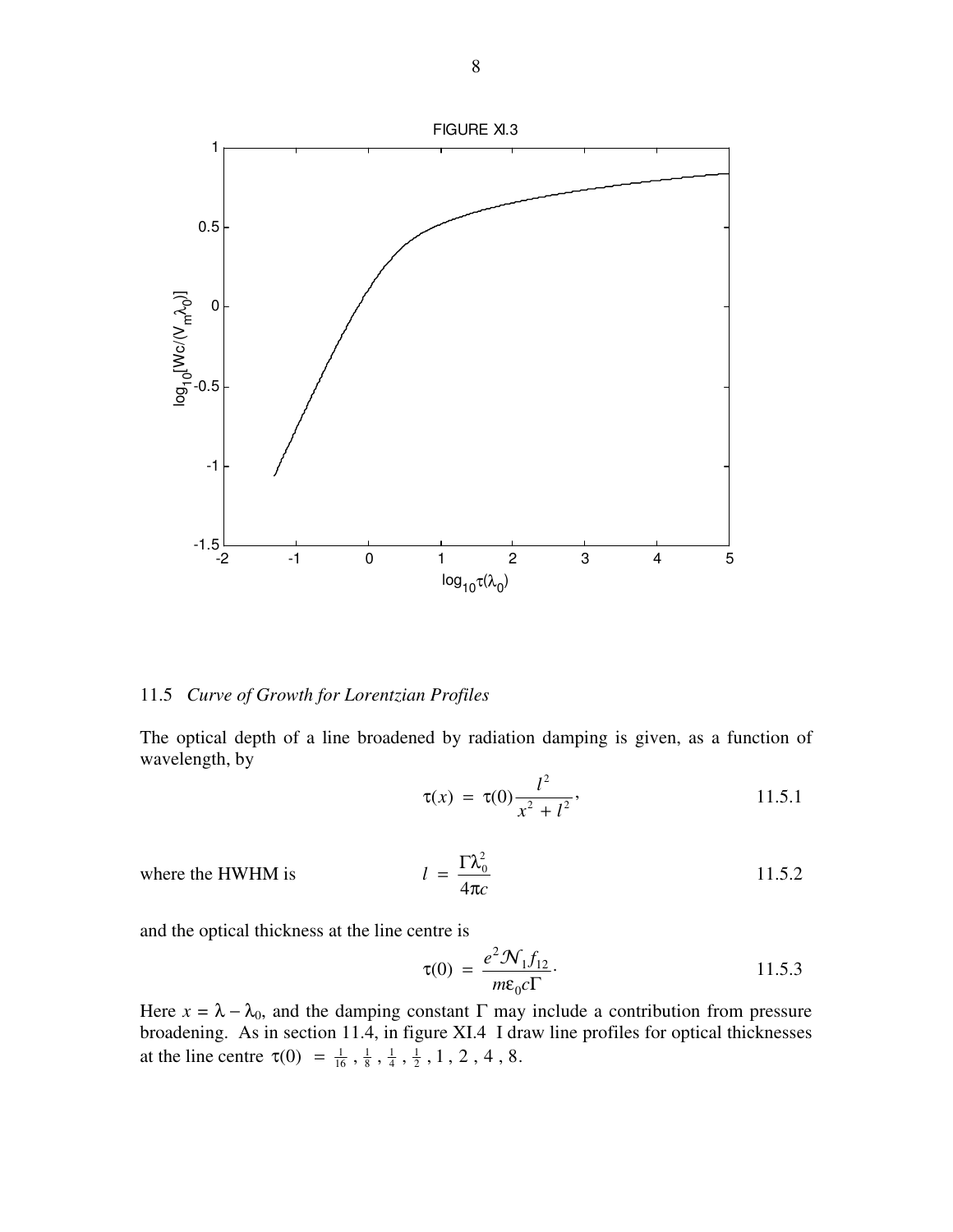FIGURE XI.3

## 11.5 *Curve of Growth for Lorentzian Profiles*

The optical depth of a line broadened by radiation damping is given, as a function of wavelength, by

$$\tau(x) = \tau(0)\frac{l^2}{x^2 + l^2}, \qquad 11.5.1$$

where the HWHM is

$$l = \frac{\Gamma\lambda_0^2}{4\pi c} \qquad 11.5.2$$

and the optical thickness at the line centre is

$$\tau(0) = \frac{e^2 \mathcal{N}_1 f_{12}}{m\epsilon_0 c\Gamma}. \qquad 11.5.3$$

Here $x = \lambda - \lambda_0$, and the damping constant $\Gamma$ may include a contribution from pressure broadening. As in section 11.4, in figure XI.4 I draw line profiles for optical thicknesses at the line centre $\tau(0) = \frac{1}{16}, \frac{1}{8}, \frac{1}{4}, \frac{1}{2}, 1, 2, 4, 8$.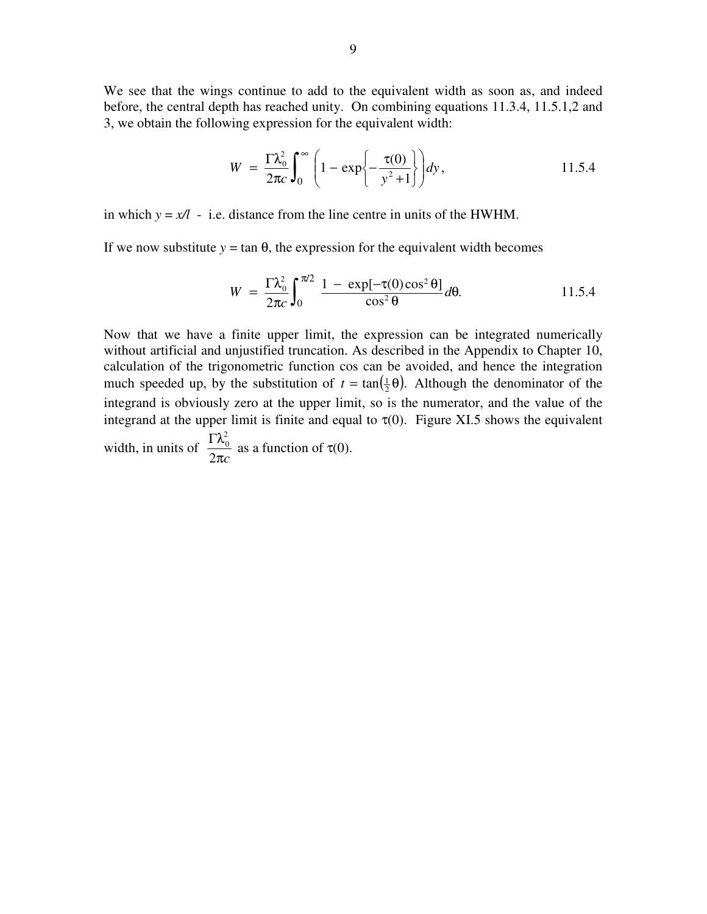We see that the wings continue to add to the equivalent width as soon as, and indeed before, the central depth has reached unity. On combining equations 11.3.4, 11.5.1,2 and 3, we obtain the following expression for the equivalent width:

$$W \;=\; \frac{\Gamma\lambda_0^2}{2\pi c}\int_0^\infty \left(1 - \exp\left\{-\frac{\tau(0)}{y^2+1}\right\}\right)dy\,, \qquad 11.5.4$$

in which $y = x/l$ - i.e. distance from the line centre in units of the HWHM.

If we now substitute $y = \tan\theta$, the expression for the equivalent width becomes

$$W \;=\; \frac{\Gamma\lambda_0^2}{2\pi c}\int_0^{\pi/2} \frac{1 \;-\; \exp[-\tau(0)\cos^2\theta]}{\cos^2\theta}\,d\theta. \qquad 11.5.4$$

Now that we have a finite upper limit, the expression can be integrated numerically without artificial and unjustified truncation. As described in the Appendix to Chapter 10, calculation of the trigonometric function cos can be avoided, and hence the integration much speeded up, by the substitution of $t = \tan\left(\tfrac{1}{2}\theta\right)$. Although the denominator of the integrand is obviously zero at the upper limit, so is the numerator, and the value of the integrand at the upper limit is finite and equal to $\tau(0)$. Figure XI.5 shows the equivalent width, in units of $\dfrac{\Gamma\lambda_0^2}{2\pi c}$ as a function of $\tau(0)$.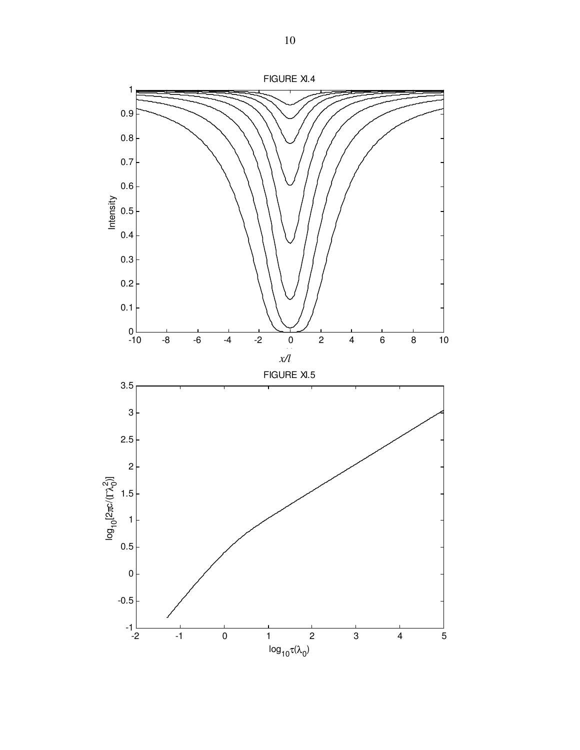FIGURE XI.4

FIGURE XI.5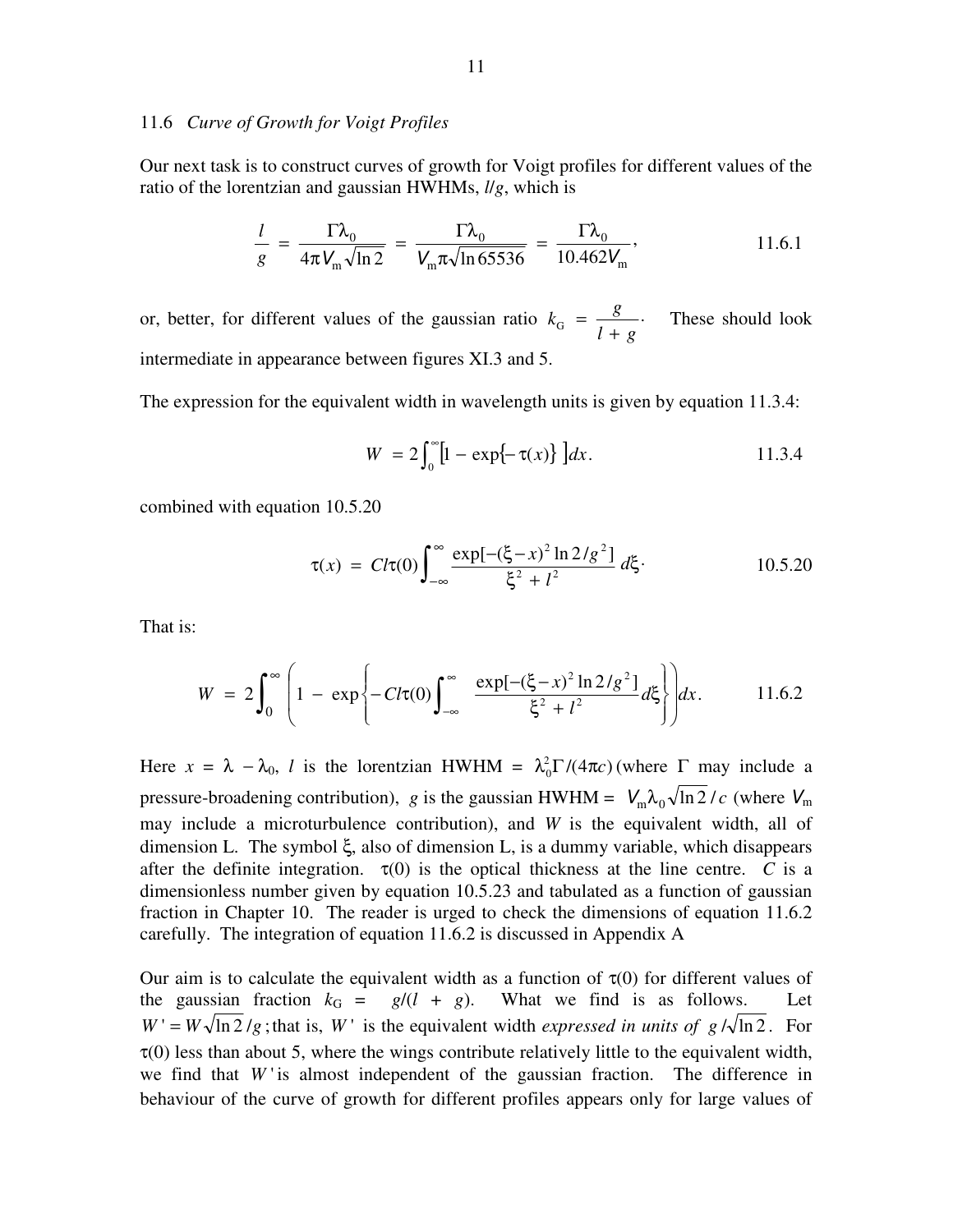## 11.6 *Curve of Growth for Voigt Profiles*

Our next task is to construct curves of growth for Voigt profiles for different values of the ratio of the lorentzian and gaussian HWHMs, $l/g$, which is

$$\frac{l}{g} = \frac{\Gamma\lambda_0}{4\pi V_{\rm m}\sqrt{\ln 2}} = \frac{\Gamma\lambda_0}{V_{\rm m}\pi\sqrt{\ln 65536}} = \frac{\Gamma\lambda_0}{10.462 V_{\rm m}}, \qquad 11.6.1$$

or, better, for different values of the gaussian ratio $k_{\rm G} = \dfrac{g}{l + g}\cdot$ These should look intermediate in appearance between figures XI.3 and 5.

The expression for the equivalent width in wavelength units is given by equation 11.3.4:

$$W = 2\int_0^\infty \left[1 - \exp\{-\tau(x)\}\right] dx. \qquad 11.3.4$$

combined with equation 10.5.20

$$\tau(x) = Cl\tau(0)\int_{-\infty}^{\infty} \frac{\exp[-(\xi - x)^2 \ln 2/g^2]}{\xi^2 + l^2}\, d\xi\cdot \qquad 10.5.20$$

That is:

$$W = 2\int_0^\infty \left(1 - \exp\left\{-Cl\tau(0)\int_{-\infty}^{\infty} \frac{\exp[-(\xi - x)^2 \ln 2/g^2]}{\xi^2 + l^2}\, d\xi\right\}\right) dx. \qquad 11.6.2$$

Here $x = \lambda - \lambda_0$, $l$ is the lorentzian HWHM $= \lambda_0^2\Gamma/(4\pi c)$ (where $\Gamma$ may include a pressure-broadening contribution), $g$ is the gaussian HWHM = $V_{\rm m}\lambda_0\sqrt{\ln 2}/c$ (where $V_{\rm m}$ may include a microturbulence contribution), and $W$ is the equivalent width, all of dimension L. The symbol $\xi$, also of dimension L, is a dummy variable, which disappears after the definite integration. $\tau(0)$ is the optical thickness at the line centre. $C$ is a dimensionless number given by equation 10.5.23 and tabulated as a function of gaussian fraction in Chapter 10. The reader is urged to check the dimensions of equation 11.6.2 carefully. The integration of equation 11.6.2 is discussed in Appendix A

Our aim is to calculate the equivalent width as a function of $\tau(0)$ for different values of the gaussian fraction $k_{\rm G} = g/(l + g)$. What we find is as follows. Let $W' = W\sqrt{\ln 2}/g$; that is, $W'$ is the equivalent width *expressed in units of* $g/\sqrt{\ln 2}$. For $\tau(0)$ less than about 5, where the wings contribute relatively little to the equivalent width, we find that $W'$ is almost independent of the gaussian fraction. The difference in behaviour of the curve of growth for different profiles appears only for large values of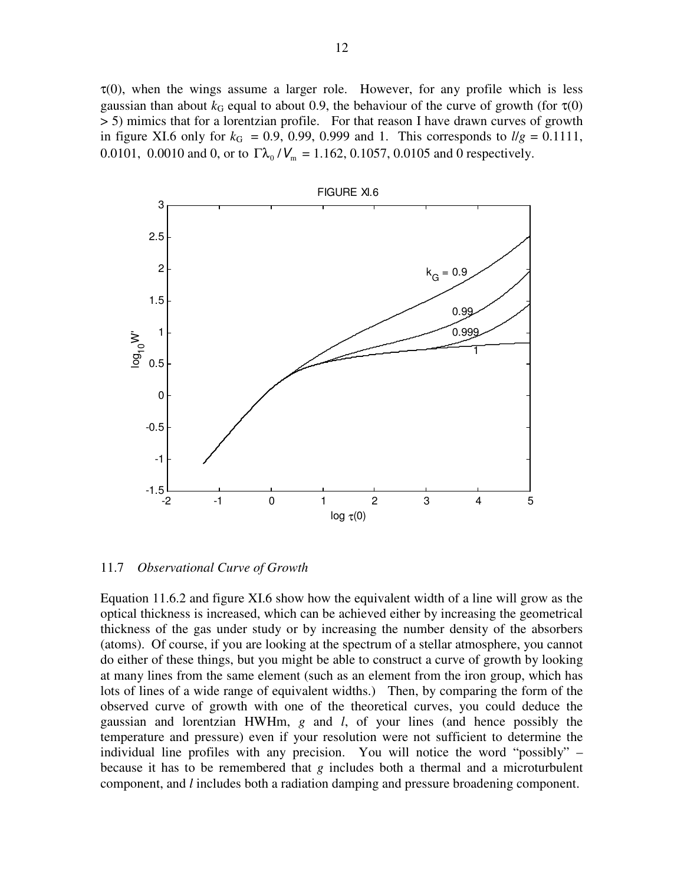$\tau(0)$, when the wings assume a larger role. However, for any profile which is less gaussian than about $k_G$ equal to about 0.9, the behaviour of the curve of growth (for $\tau(0) > 5$) mimics that for a lorentzian profile. For that reason I have drawn curves of growth in figure XI.6 only for $k_G$ = 0.9, 0.99, 0.999 and 1. This corresponds to $l/g$ = 0.1111, 0.0101, 0.0010 and 0, or to $\Gamma\lambda_0 / V_m$ = 1.162, 0.1057, 0.0105 and 0 respectively.

FIGURE XI.6

## 11.7 *Observational Curve of Growth*

Equation 11.6.2 and figure XI.6 show how the equivalent width of a line will grow as the optical thickness is increased, which can be achieved either by increasing the geometrical thickness of the gas under study or by increasing the number density of the absorbers (atoms). Of course, if you are looking at the spectrum of a stellar atmosphere, you cannot do either of these things, but you might be able to construct a curve of growth by looking at many lines from the same element (such as an element from the iron group, which has lots of lines of a wide range of equivalent widths.) Then, by comparing the form of the observed curve of growth with one of the theoretical curves, you could deduce the gaussian and lorentzian HWHm, $g$ and $l$, of your lines (and hence possibly the temperature and pressure) even if your resolution were not sufficient to determine the individual line profiles with any precision. You will notice the word "possibly" – because it has to be remembered that $g$ includes both a thermal and a microturbulent component, and $l$ includes both a radiation damping and pressure broadening component.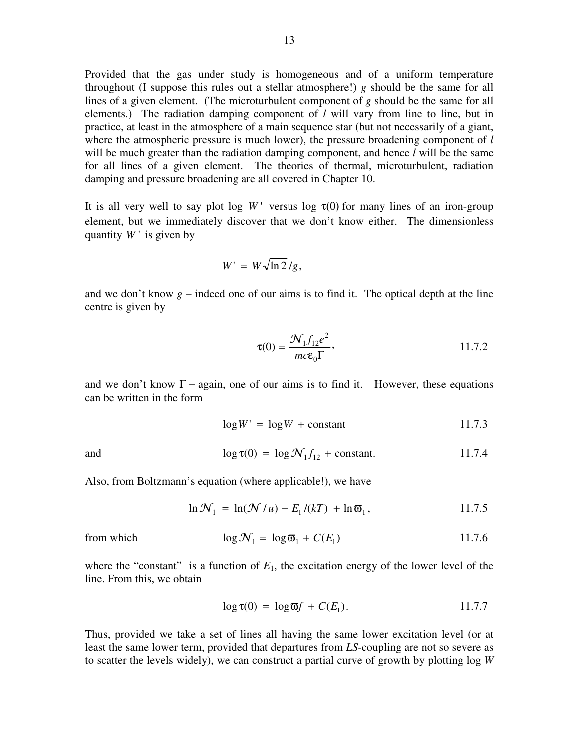Provided that the gas under study is homogeneous and of a uniform temperature throughout (I suppose this rules out a stellar atmosphere!) $g$ should be the same for all lines of a given element. (The microturbulent component of $g$ should be the same for all elements.) The radiation damping component of $l$ will vary from line to line, but in practice, at least in the atmosphere of a main sequence star (but not necessarily of a giant, where the atmospheric pressure is much lower), the pressure broadening component of $l$ will be much greater than the radiation damping component, and hence $l$ will be the same for all lines of a given element. The theories of thermal, microturbulent, radiation damping and pressure broadening are all covered in Chapter 10.

It is all very well to say plot log $W'$ versus log $\tau(0)$ for many lines of an iron-group element, but we immediately discover that we don't know either. The dimensionless quantity $W'$ is given by

$$W' = W\sqrt{\ln 2}\,/g,$$

and we don't know $g$ – indeed one of our aims is to find it. The optical depth at the line centre is given by

$$\tau(0) = \frac{\mathcal{N}_1 f_{12} e^2}{mc\epsilon_0 \Gamma}, \tag{11.7.2}$$

and we don't know $\Gamma$ – again, one of our aims is to find it. However, these equations can be written in the form

$$\log W' = \log W + \text{constant} \tag{11.7.3}$$

and

$$\log \tau(0) = \log \mathcal{N}_1 f_{12} + \text{constant}. \tag{11.7.4}$$

Also, from Boltzmann's equation (where applicable!), we have

$$\ln \mathcal{N}_1 = \ln(\mathcal{N}/u) - E_1/(kT) + \ln \varpi_1, \tag{11.7.5}$$

from which

$$\log \mathcal{N}_1 = \log \varpi_1 + C(E_1) \tag{11.7.6}$$

where the "constant" is a function of $E_1$, the excitation energy of the lower level of the line. From this, we obtain

$$\log \tau(0) = \log \varpi f + C(E_1). \tag{11.7.7}$$

Thus, provided we take a set of lines all having the same lower excitation level (or at least the same lower term, provided that departures from *LS*-coupling are not so severe as to scatter the levels widely), we can construct a partial curve of growth by plotting log $W$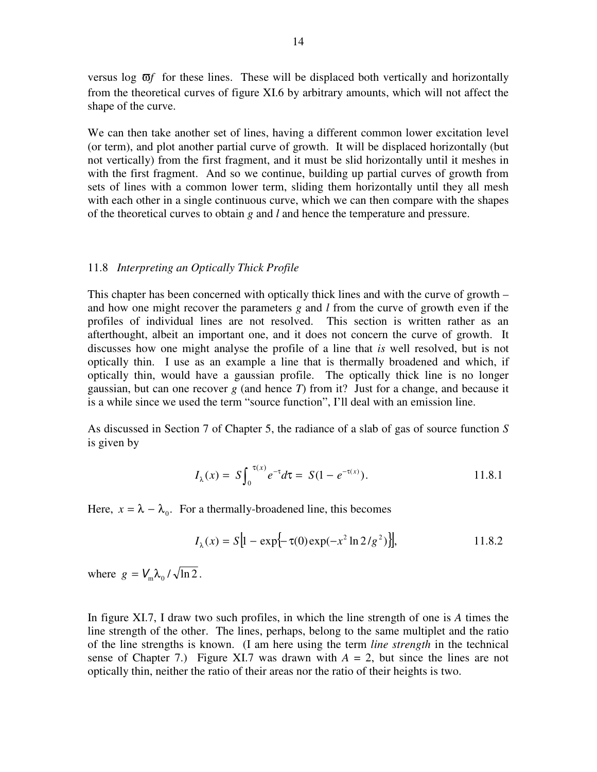versus log $\varpi f$ for these lines. These will be displaced both vertically and horizontally from the theoretical curves of figure XI.6 by arbitrary amounts, which will not affect the shape of the curve.

We can then take another set of lines, having a different common lower excitation level (or term), and plot another partial curve of growth. It will be displaced horizontally (but not vertically) from the first fragment, and it must be slid horizontally until it meshes in with the first fragment. And so we continue, building up partial curves of growth from sets of lines with a common lower term, sliding them horizontally until they all mesh with each other in a single continuous curve, which we can then compare with the shapes of the theoretical curves to obtain $g$ and $l$ and hence the temperature and pressure.

## 11.8 *Interpreting an Optically Thick Profile*

This chapter has been concerned with optically thick lines and with the curve of growth – and how one might recover the parameters $g$ and $l$ from the curve of growth even if the profiles of individual lines are not resolved. This section is written rather as an afterthought, albeit an important one, and it does not concern the curve of growth. It discusses how one might analyse the profile of a line that *is* well resolved, but is not optically thin. I use as an example a line that is thermally broadened and which, if optically thin, would have a gaussian profile. The optically thick line is no longer gaussian, but can one recover $g$ (and hence $T$) from it? Just for a change, and because it is a while since we used the term "source function", I'll deal with an emission line.

As discussed in Section 7 of Chapter 5, the radiance of a slab of gas of source function $S$ is given by

$$I_\lambda(x) = S\int_0^{\tau(x)} e^{-\tau} d\tau = S(1 - e^{-\tau(x)}). \qquad 11.8.1$$

Here, $x = \lambda - \lambda_0$. For a thermally-broadened line, this becomes

$$I_\lambda(x) = S\left[1 - \exp\left\{-\tau(0)\exp(-x^2 \ln 2/g^2)\right\}\right], \qquad 11.8.2$$

where $g = V_{\text{m}}\lambda_0/\sqrt{\ln 2}$.

In figure XI.7, I draw two such profiles, in which the line strength of one is $A$ times the line strength of the other. The lines, perhaps, belong to the same multiplet and the ratio of the line strengths is known. (I am here using the term *line strength* in the technical sense of Chapter 7.) Figure XI.7 was drawn with $A$ = 2, but since the lines are not optically thin, neither the ratio of their areas nor the ratio of their heights is two.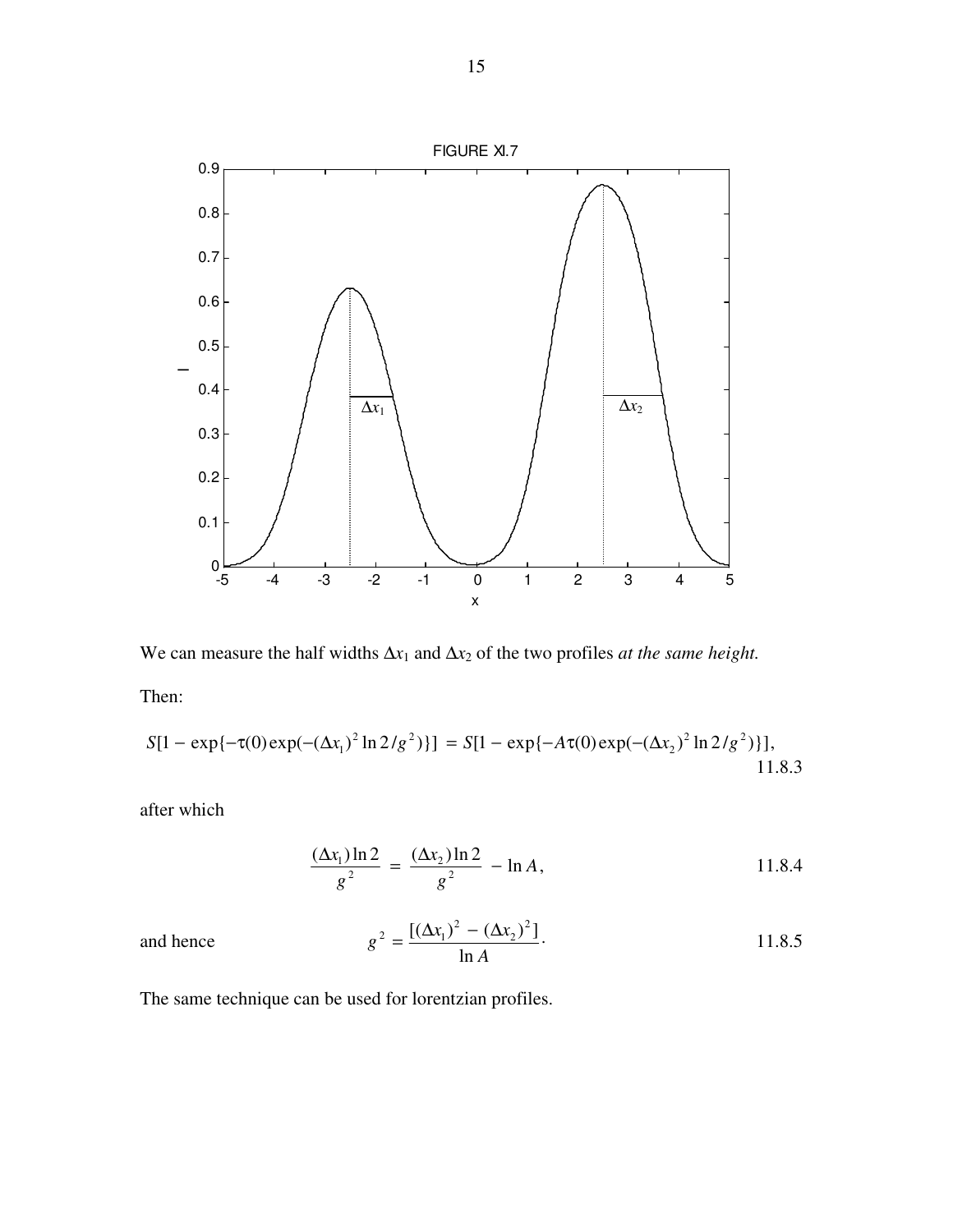FIGURE XI.7

We can measure the half widths $\Delta x_1$ and $\Delta x_2$ of the two profiles *at the same height.*

Then:

$$S[1 - \exp\{-\tau(0)\exp(-(\Delta x_1)^2 \ln 2/g^2)\}] = S[1 - \exp\{-A\tau(0)\exp(-(\Delta x_2)^2 \ln 2/g^2)\}], \quad 11.8.3$$

after which

$$\frac{(\Delta x_1)\ln 2}{g^2} = \frac{(\Delta x_2)\ln 2}{g^2} - \ln A, \quad 11.8.4$$

and hence

$$g^2 = \frac{[(\Delta x_1)^2 - (\Delta x_2)^2]}{\ln A}. \quad 11.8.5$$

The same technique can be used for lorentzian profiles.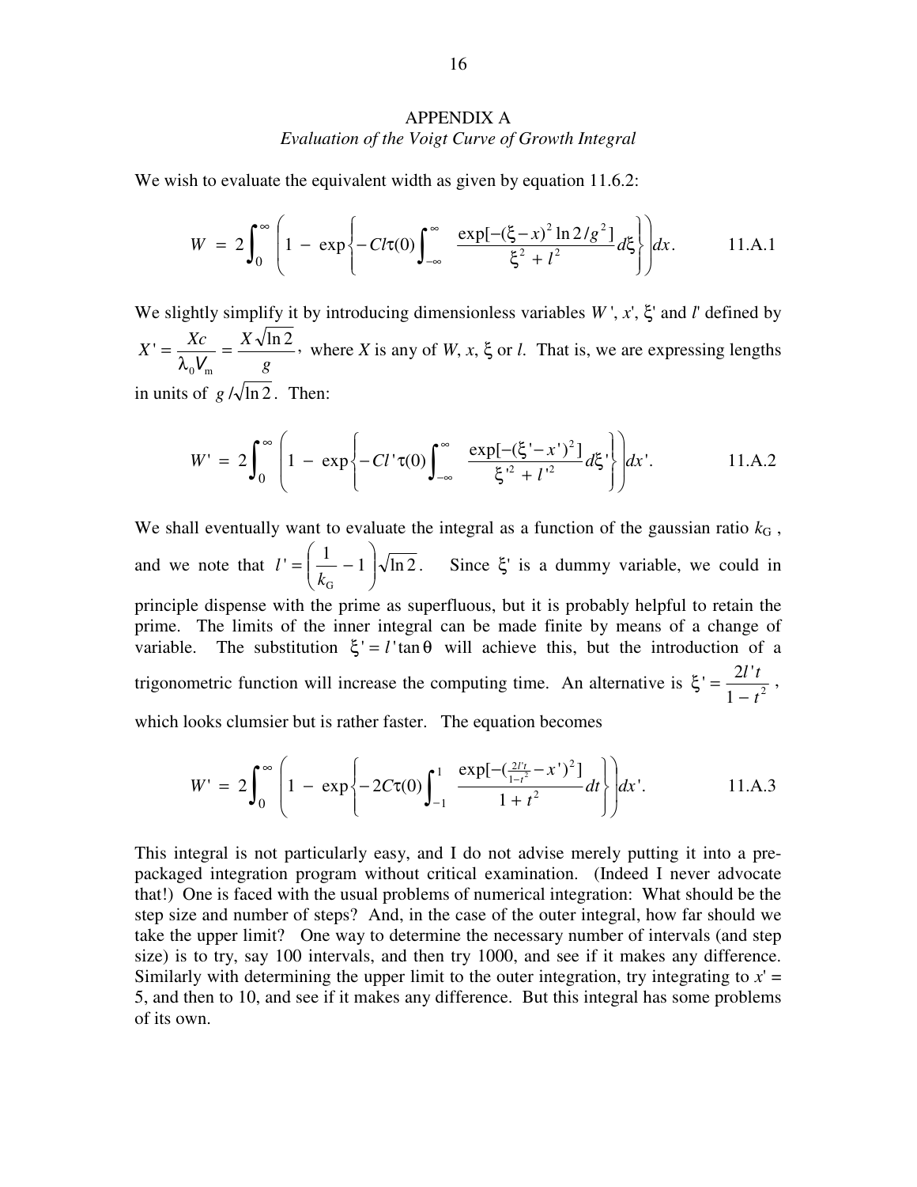## APPENDIX A

*Evaluation of the Voigt Curve of Growth Integral*

We wish to evaluate the equivalent width as given by equation 11.6.2:

$$W = 2\int_0^\infty \left(1 - \exp\left\{-Cl\tau(0)\int_{-\infty}^{\infty} \frac{\exp[-(\xi - x)^2 \ln 2/g^2]}{\xi^2 + l^2} d\xi\right\}\right) dx. \qquad \text{11.A.1}$$

We slightly simplify it by introducing dimensionless variables $W'$, $x'$, $\xi'$ and $l'$ defined by $X' = \dfrac{Xc}{\lambda_0 V_{\rm m}} = \dfrac{X\sqrt{\ln 2}}{g}$, where $X$ is any of $W$, $x$, $\xi$ or $l$. That is, we are expressing lengths in units of $g/\sqrt{\ln 2}$. Then:

$$W' = 2\int_0^\infty \left(1 - \exp\left\{-Cl'\tau(0)\int_{-\infty}^{\infty} \frac{\exp[-(\xi' - x')^2]}{\xi'^2 + l'^2} d\xi'\right\}\right) dx'. \qquad \text{11.A.2}$$

We shall eventually want to evaluate the integral as a function of the gaussian ratio $k_{\rm G}$, and we note that $l' = \left(\dfrac{1}{k_{\rm G}} - 1\right)\sqrt{\ln 2}$. Since $\xi'$ is a dummy variable, we could in principle dispense with the prime as superfluous, but it is probably helpful to retain the prime. The limits of the inner integral can be made finite by means of a change of variable. The substitution $\xi' = l'\tan\theta$ will achieve this, but the introduction of a trigonometric function will increase the computing time. An alternative is $\xi' = \dfrac{2l't}{1 - t^2}$, which looks clumsier but is rather faster. The equation becomes

$$W' = 2\int_0^\infty \left(1 - \exp\left\{-2C\tau(0)\int_{-1}^{1} \frac{\exp[-(\frac{2l't}{1-t^2} - x')^2]}{1 + t^2} dt\right\}\right) dx'. \qquad \text{11.A.3}$$

This integral is not particularly easy, and I do not advise merely putting it into a pre-packaged integration program without critical examination. (Indeed I never advocate that!) One is faced with the usual problems of numerical integration: What should be the step size and number of steps? And, in the case of the outer integral, how far should we take the upper limit? One way to determine the necessary number of intervals (and step size) is to try, say 100 intervals, and then try 1000, and see if it makes any difference. Similarly with determining the upper limit to the outer integration, try integrating to $x' = 5$, and then to 10, and see if it makes any difference. But this integral has some problems of its own.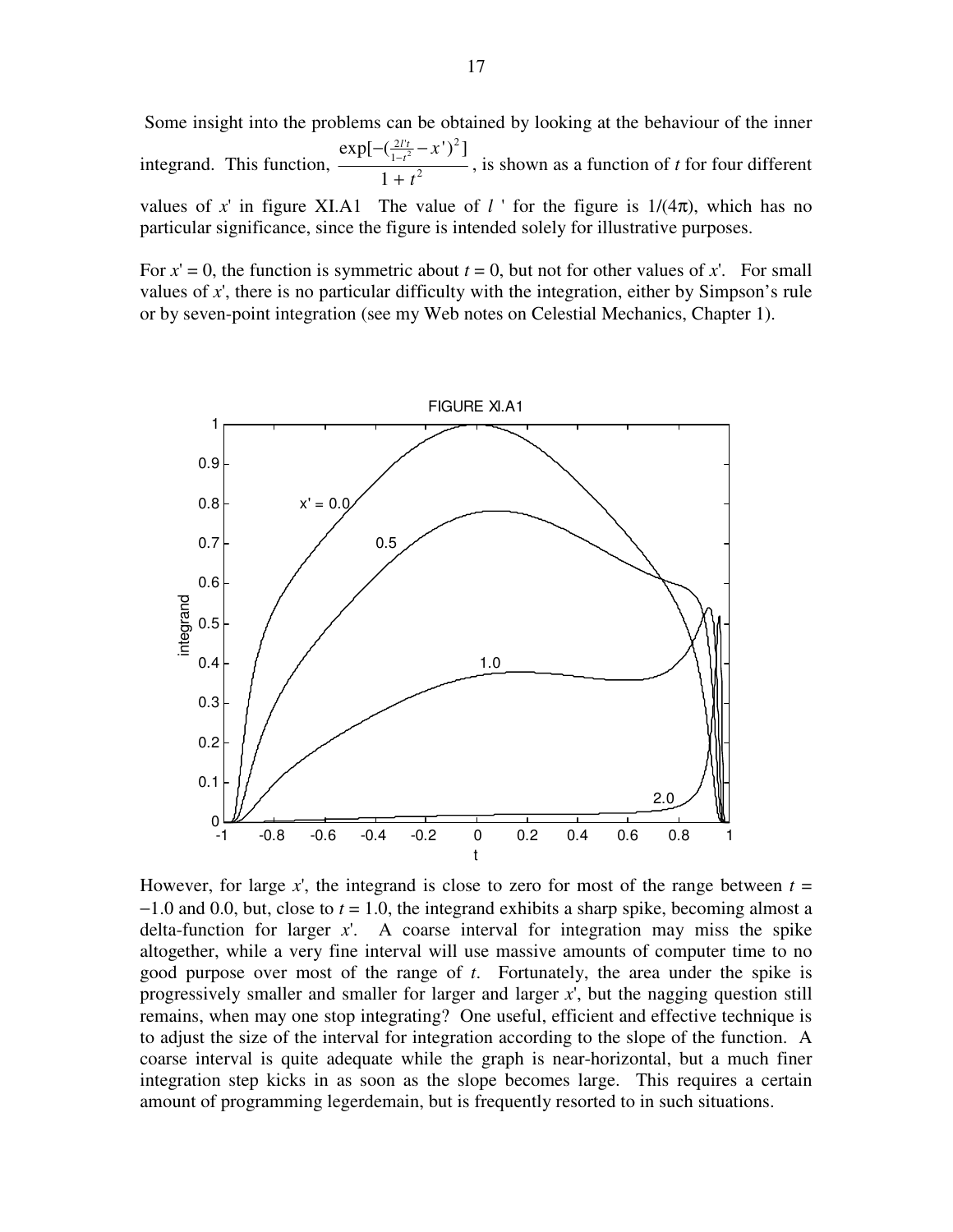Some insight into the problems can be obtained by looking at the behaviour of the inner integrand. This function, $\dfrac{\exp[-(\frac{2l't}{1-t^2}-x')^2]}{1+t^2}$, is shown as a function of *t* for four different values of *x*' in figure XI.A1 The value of *l* ' for the figure is $1/(4\pi)$, which has no particular significance, since the figure is intended solely for illustrative purposes.

For *x*' = 0, the function is symmetric about *t* = 0, but not for other values of *x*'. For small values of *x*', there is no particular difficulty with the integration, either by Simpson's rule or by seven-point integration (see my Web notes on Celestial Mechanics, Chapter 1).

FIGURE XI.A1

However, for large *x*', the integrand is close to zero for most of the range between *t* = −1.0 and 0.0, but, close to *t* = 1.0, the integrand exhibits a sharp spike, becoming almost a delta-function for larger *x*'. A coarse interval for integration may miss the spike altogether, while a very fine interval will use massive amounts of computer time to no good purpose over most of the range of *t*. Fortunately, the area under the spike is progressively smaller and smaller for larger and larger *x*', but the nagging question still remains, when may one stop integrating? One useful, efficient and effective technique is to adjust the size of the interval for integration according to the slope of the function. A coarse interval is quite adequate while the graph is near-horizontal, but a much finer integration step kicks in as soon as the slope becomes large. This requires a certain amount of programming legerdemain, but is frequently resorted to in such situations.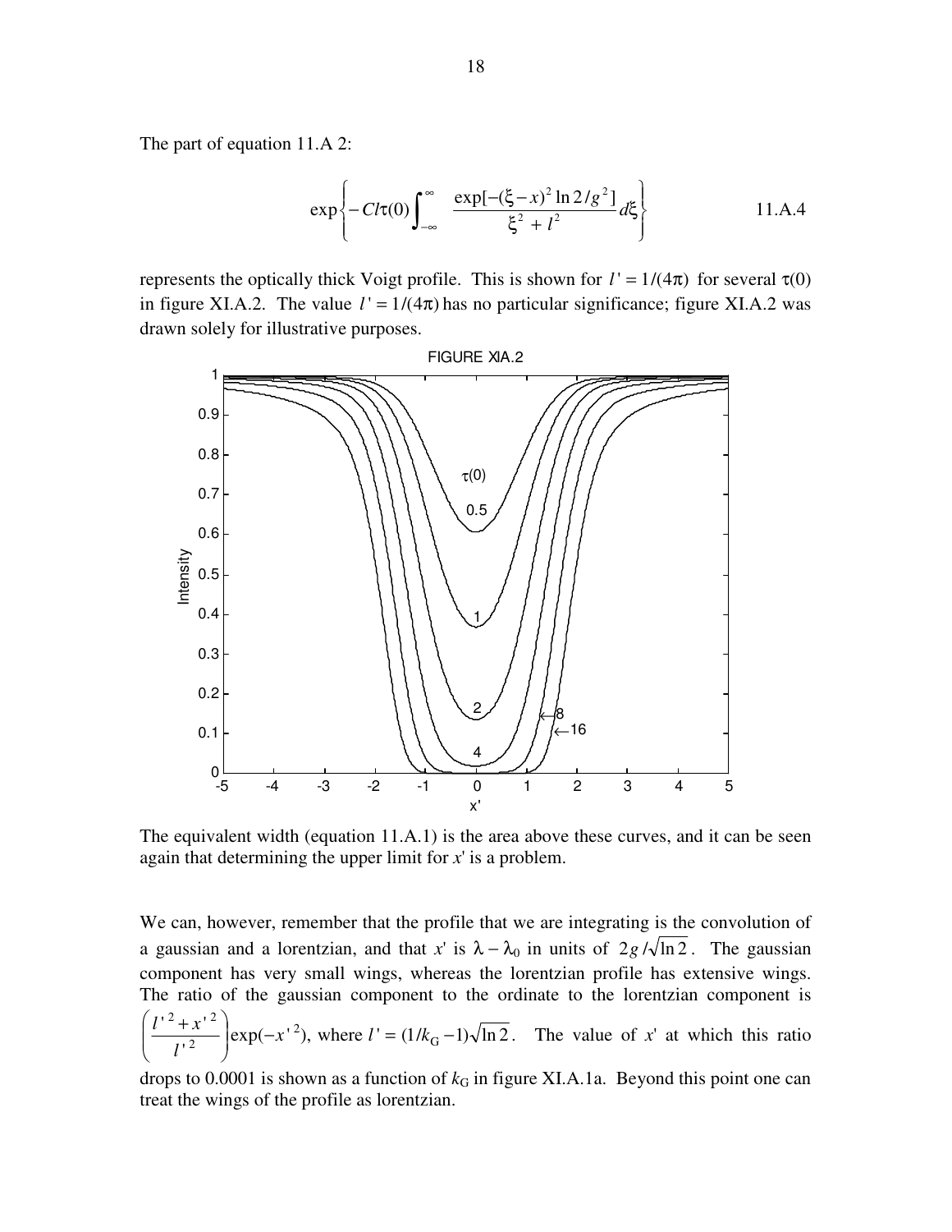The part of equation 11.A 2:

$$\exp\left\{-Cl\tau(0)\int_{-\infty}^{\infty}\frac{\exp[-(\xi-x)^2\ln 2/g^2]}{\xi^2+l^2}d\xi\right\} \qquad \text{11.A.4}$$

represents the optically thick Voigt profile. This is shown for $l' = 1/(4\pi)$ for several $\tau(0)$ in figure XI.A.2. The value $l' = 1/(4\pi)$ has no particular significance; figure XI.A.2 was drawn solely for illustrative purposes.

FIGURE XIA.2

The equivalent width (equation 11.A.1) is the area above these curves, and it can be seen again that determining the upper limit for $x'$ is a problem.

We can, however, remember that the profile that we are integrating is the convolution of a gaussian and a lorentzian, and that $x'$ is $\lambda - \lambda_0$ in units of $2g/\sqrt{\ln 2}$. The gaussian component has very small wings, whereas the lorentzian profile has extensive wings. The ratio of the gaussian component to the ordinate to the lorentzian component is $\left(\frac{l'^2 + x'^2}{l'^2}\right)\exp(-x'^2)$, where $l' = (1/k_G - 1)\sqrt{\ln 2}$. The value of $x'$ at which this ratio drops to 0.0001 is shown as a function of $k_G$ in figure XI.A.1a. Beyond this point one can treat the wings of the profile as lorentzian.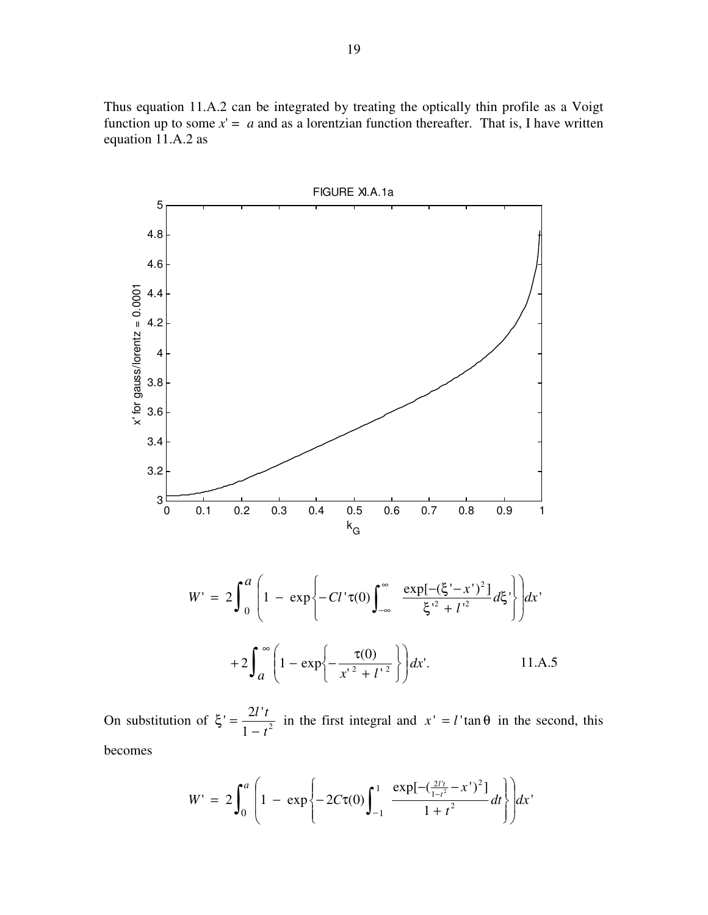Thus equation 11.A.2 can be integrated by treating the optically thin profile as a Voigt function up to some $x' = a$ and as a lorentzian function thereafter. That is, I have written equation 11.A.2 as

FIGURE XI.A.1a

$$W' = 2\int_0^a \left(1 - \exp\left\{-Cl'\tau(0)\int_{-\infty}^{\infty} \frac{\exp[-(\xi'-x')^2]}{\xi'^2 + l'^2}d\xi'\right\}\right)dx'$$

$$+2\int_a^{\infty}\left(1 - \exp\left\{-\frac{\tau(0)}{x'^2 + l'^2}\right\}\right)dx'. \qquad \text{11.A.5}$$

On substitution of $\xi' = \dfrac{2l't}{1-t^2}$ in the first integral and $x' = l'\tan\theta$ in the second, this becomes

$$W' = 2\int_0^a \left(1 - \exp\left\{-2C\tau(0)\int_{-1}^{1} \frac{\exp[-(\frac{2l't}{1-t^2} - x')^2]}{1+t^2}dt\right\}\right)dx'$$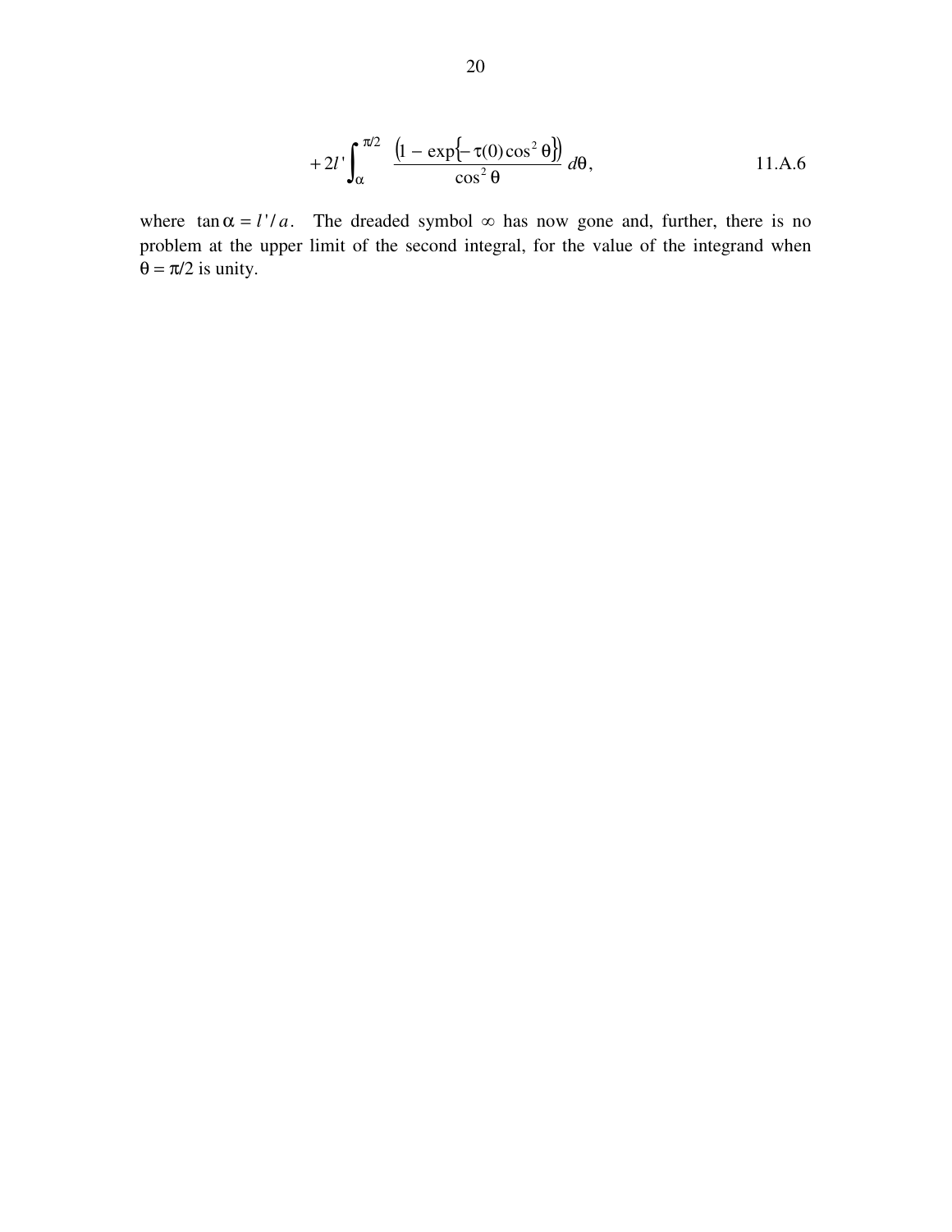$$+2l'\int_{\alpha}^{\pi/2} \frac{\left(1 - \exp\left\{-\tau(0)\cos^2\theta\right\}\right)}{\cos^2\theta}\, d\theta, \qquad 11.A.6$$

where $\tan\alpha = l'/a$. The dreaded symbol $\infty$ has now gone and, further, there is no problem at the upper limit of the second integral, for the value of the integrand when $\theta = \pi/2$ is unity.